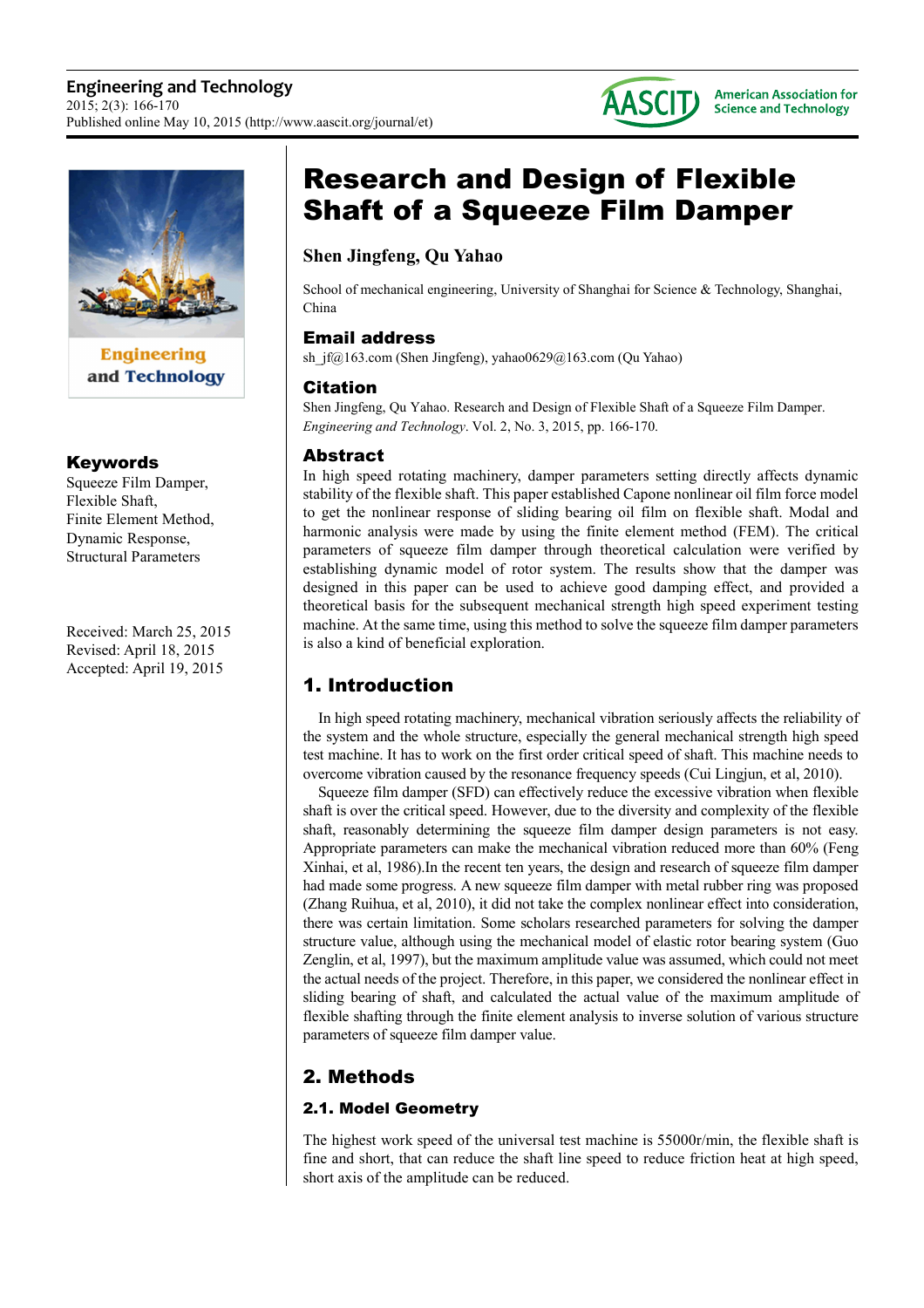# Research and Design of Flexible Shaft of a Squeeze Film Damper

**Shen Jingfeng, Qu Yahao**

School of mechanical engineering, University of Shanghai for Science & Technology, Shanghai, China

## Email address

sh_jf@163.com (Shen Jingfeng), yahao0629@163.com (Qu Yahao)

## Citation

Shen Jingfeng, Qu Yahao. Research and Design of Flexible Shaft of a Squeeze Film Damper. *Engineering and Technology*. Vol. 2, No. 3, 2015, pp. 166-170.

## Keywords

Squeeze Film Damper, Flexible Shaft, Finite Element Method, Dynamic Response, Structural Parameters

Received: March 25, 2015
Revised: April 18, 2015
Accepted: April 19, 2015

## Abstract

In high speed rotating machinery, damper parameters setting directly affects dynamic stability of the flexible shaft. This paper established Capone nonlinear oil film force model to get the nonlinear response of sliding bearing oil film on flexible shaft. Modal and harmonic analysis were made by using the finite element method (FEM). The critical parameters of squeeze film damper through theoretical calculation were verified by establishing dynamic model of rotor system. The results show that the damper was designed in this paper can be used to achieve good damping effect, and provided a theoretical basis for the subsequent mechanical strength high speed experiment testing machine. At the same time, using this method to solve the squeeze film damper parameters is also a kind of beneficial exploration.

## 1. Introduction

In high speed rotating machinery, mechanical vibration seriously affects the reliability of the system and the whole structure, especially the general mechanical strength high speed test machine. It has to work on the first order critical speed of shaft. This machine needs to overcome vibration caused by the resonance frequency speeds (Cui Lingjun, et al, 2010).

Squeeze film damper (SFD) can effectively reduce the excessive vibration when flexible shaft is over the critical speed. However, due to the diversity and complexity of the flexible shaft, reasonably determining the squeeze film damper design parameters is not easy. Appropriate parameters can make the mechanical vibration reduced more than 60% (Feng Xinhai, et al, 1986).In the recent ten years, the design and research of squeeze film damper had made some progress. A new squeeze film damper with metal rubber ring was proposed (Zhang Ruihua, et al, 2010), it did not take the complex nonlinear effect into consideration, there was certain limitation. Some scholars researched parameters for solving the damper structure value, although using the mechanical model of elastic rotor bearing system (Guo Zenglin, et al, 1997), but the maximum amplitude value was assumed, which could not meet the actual needs of the project. Therefore, in this paper, we considered the nonlinear effect in sliding bearing of shaft, and calculated the actual value of the maximum amplitude of flexible shafting through the finite element analysis to inverse solution of various structure parameters of squeeze film damper value.

## 2. Methods

### 2.1. Model Geometry

The highest work speed of the universal test machine is 55000r/min, the flexible shaft is fine and short, that can reduce the shaft line speed to reduce friction heat at high speed, short axis of the amplitude can be reduced.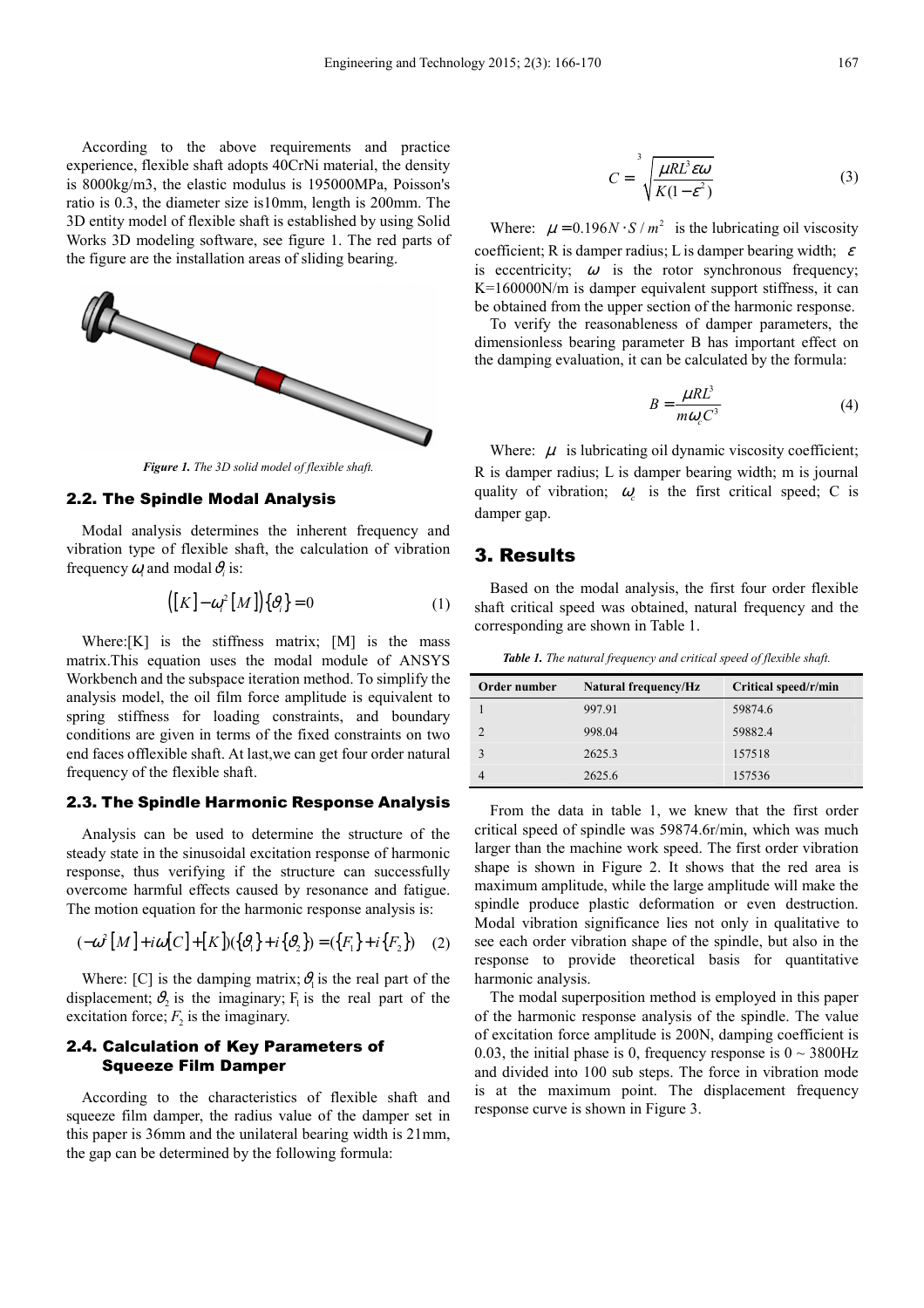According to the above requirements and practice experience, flexible shaft adopts 40CrNi material, the density is 8000kg/m3, the elastic modulus is 195000MPa, Poisson's ratio is 0.3, the diameter size is10mm, length is 200mm. The 3D entity model of flexible shaft is established by using Solid Works 3D modeling software, see figure 1. The red parts of the figure are the installation areas of sliding bearing.

***Figure 1.*** *The 3D solid model of flexible shaft.*

### 2.2. The Spindle Modal Analysis

Modal analysis determines the inherent frequency and vibration type of flexible shaft, the calculation of vibration frequency $\omega_i$ and modal $\vartheta_i$ is:

$$\left([K]-\omega_i^2[M]\right)\{\vartheta_i\}=0 \tag{1}$$

Where:[K] is the stiffness matrix; [M] is the mass matrix.This equation uses the modal module of ANSYS Workbench and the subspace iteration method. To simplify the analysis model, the oil film force amplitude is equivalent to spring stiffness for loading constraints, and boundary conditions are given in terms of the fixed constraints on two end faces offlexible shaft. At last,we can get four order natural frequency of the flexible shaft.

### 2.3. The Spindle Harmonic Response Analysis

Analysis can be used to determine the structure of the steady state in the sinusoidal excitation response of harmonic response, thus verifying if the structure can successfully overcome harmful effects caused by resonance and fatigue. The motion equation for the harmonic response analysis is:

$$(-\omega^2[M]+i\omega[C]+[K])(\{\vartheta_1\}+i\{\vartheta_2\})=(\{F_1\}+i\{F_2\}) \tag{2}$$

Where: [C] is the damping matrix; $\vartheta_1$ is the real part of the displacement; $\vartheta_2$ is the imaginary; $F_1$ is the real part of the excitation force; $F_2$ is the imaginary.

### 2.4. Calculation of Key Parameters of Squeeze Film Damper

According to the characteristics of flexible shaft and squeeze film damper, the radius value of the damper set in this paper is 36mm and the unilateral bearing width is 21mm, the gap can be determined by the following formula:

$$C=\sqrt[3]{\frac{\mu RL^3\varepsilon\omega}{K(1-\varepsilon^2)}} \tag{3}$$

Where: $\mu=0.196N\cdot S/m^2$ is the lubricating oil viscosity coefficient; R is damper radius; L is damper bearing width; $\varepsilon$ is eccentricity; $\omega$ is the rotor synchronous frequency; K=160000N/m is damper equivalent support stiffness, it can be obtained from the upper section of the harmonic response.

To verify the reasonableness of damper parameters, the dimensionless bearing parameter B has important effect on the damping evaluation, it can be calculated by the formula:

$$B=\frac{\mu RL^3}{m\omega_c C^3} \tag{4}$$

Where: $\mu$ is lubricating oil dynamic viscosity coefficient; R is damper radius; L is damper bearing width; m is journal quality of vibration; $\omega_c$ is the first critical speed; C is damper gap.

## 3. Results

Based on the modal analysis, the first four order flexible shaft critical speed was obtained, natural frequency and the corresponding are shown in Table 1.

***Table 1.*** *The natural frequency and critical speed of flexible shaft.*

| Order number | Natural frequency/Hz | Critical speed/r/min |
|---|---|---|
| 1 | 997.91 | 59874.6 |
| 2 | 998.04 | 59882.4 |
| 3 | 2625.3 | 157518 |
| 4 | 2625.6 | 157536 |

From the data in table 1, we knew that the first order critical speed of spindle was 59874.6r/min, which was much larger than the machine work speed. The first order vibration shape is shown in Figure 2. It shows that the red area is maximum amplitude, while the large amplitude will make the spindle produce plastic deformation or even destruction. Modal vibration significance lies not only in qualitative to see each order vibration shape of the spindle, but also in the response to provide theoretical basis for quantitative harmonic analysis.

The modal superposition method is employed in this paper of the harmonic response analysis of the spindle. The value of excitation force amplitude is 200N, damping coefficient is 0.03, the initial phase is 0, frequency response is 0 ~ 3800Hz and divided into 100 sub steps. The force in vibration mode is at the maximum point. The displacement frequency response curve is shown in Figure 3.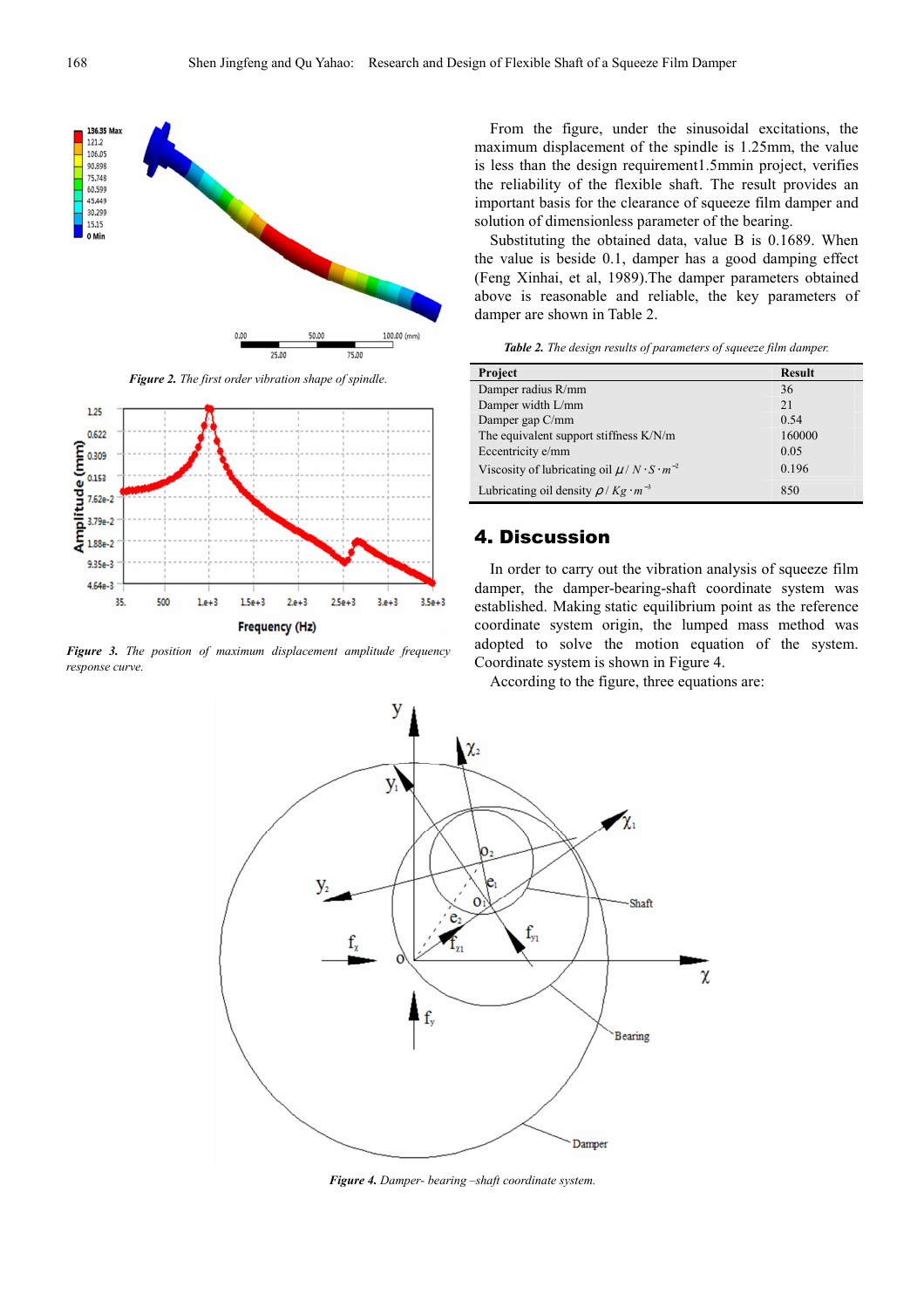*Figure 2. The first order vibration shape of spindle.*

*Figure 3. The position of maximum displacement amplitude frequency response curve.*

From the figure, under the sinusoidal excitations, the maximum displacement of the spindle is 1.25mm, the value is less than the design requirement1.5mmin project, verifies the reliability of the flexible shaft. The result provides an important basis for the clearance of squeeze film damper and solution of dimensionless parameter of the bearing.

Substituting the obtained data, value B is 0.1689. When the value is beside 0.1, damper has a good damping effect (Feng Xinhai, et al, 1989).The damper parameters obtained above is reasonable and reliable, the key parameters of damper are shown in Table 2.

*Table 2. The design results of parameters of squeeze film damper.*

| Project | Result |
|---|---|
| Damper radius R/mm | 36 |
| Damper width L/mm | 21 |
| Damper gap C/mm | 0.54 |
| The equivalent support stiffness K/N/m | 160000 |
| Eccentricity e/mm | 0.05 |
| Viscosity of lubricating oil $\mu / N \cdot S \cdot m^{-2}$ | 0.196 |
| Lubricating oil density $\rho / Kg \cdot m^{-3}$ | 850 |

## 4. Discussion

In order to carry out the vibration analysis of squeeze film damper, the damper-bearing-shaft coordinate system was established. Making static equilibrium point as the reference coordinate system origin, the lumped mass method was adopted to solve the motion equation of the system. Coordinate system is shown in Figure 4.

According to the figure, three equations are:

*Figure 4. Damper- bearing –shaft coordinate system.*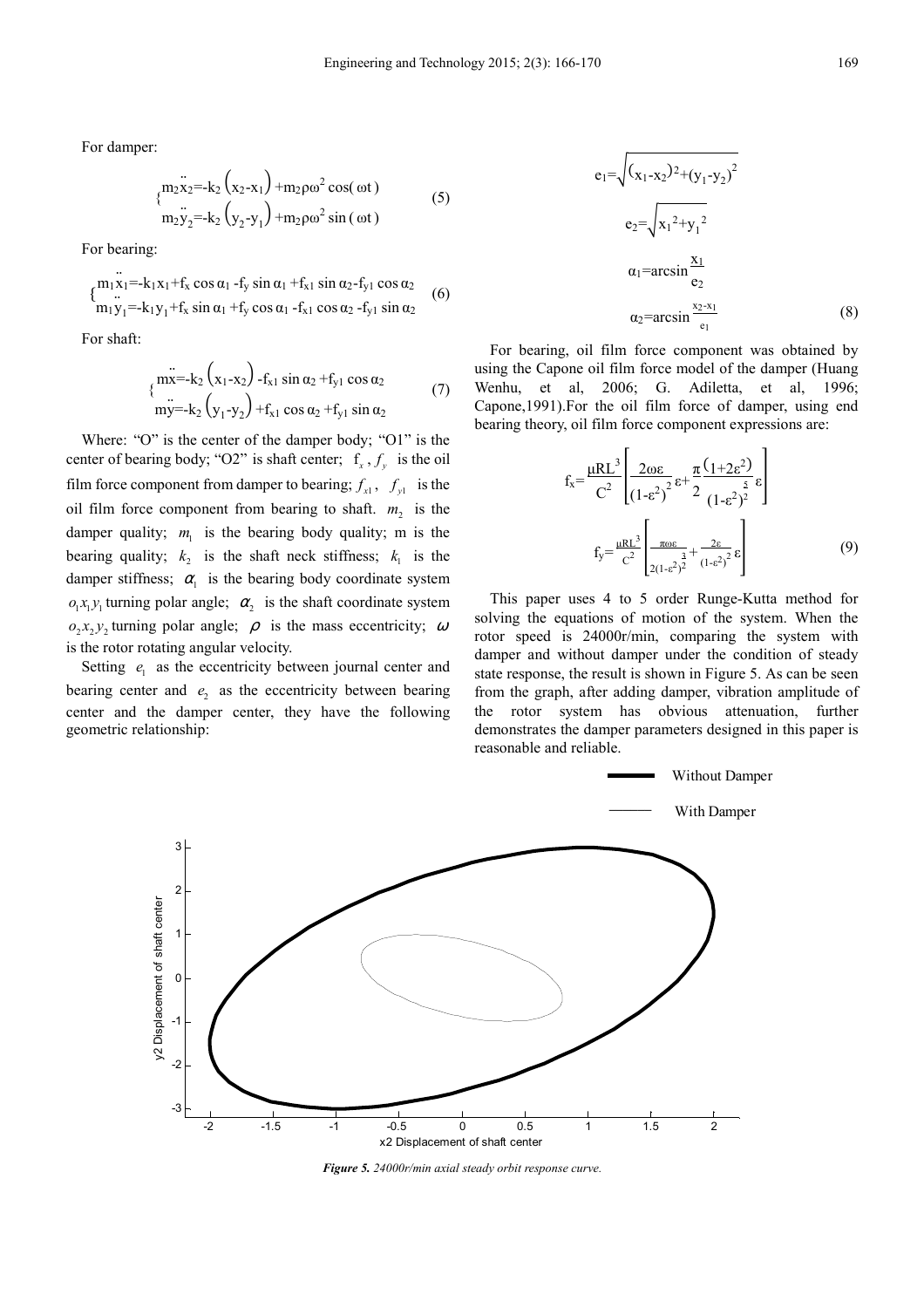For damper:

$$\begin{cases} m_2\ddot{x}_2=-k_2\left(x_2-x_1\right)+m_2\rho\omega^2\cos(\omega t) \\ m_2\ddot{y}_2=-k_2\left(y_2-y_1\right)+m_2\rho\omega^2\sin(\omega t) \end{cases} \tag{5}$$

For bearing:

$$\begin{cases} m_1\ddot{x}_1=-k_1x_1+f_x\cos\alpha_1-f_y\sin\alpha_1+f_{x1}\sin\alpha_2-f_{y1}\cos\alpha_2 \\ m_1\ddot{y}_1=-k_1y_1+f_x\sin\alpha_1+f_y\cos\alpha_1-f_{x1}\cos\alpha_2-f_{y1}\sin\alpha_2 \end{cases} \tag{6}$$

For shaft:

$$\begin{cases} m\ddot{x}=-k_2\left(x_1-x_2\right)-f_{x1}\sin\alpha_2+f_{y1}\cos\alpha_2 \\ m\ddot{y}=-k_2\left(y_1-y_2\right)+f_{x1}\cos\alpha_2+f_{y1}\sin\alpha_2 \end{cases} \tag{7}$$

Where: "O" is the center of the damper body; "O1" is the center of bearing body; "O2" is shaft center; $f_x$, $f_y$ is the oil film force component from damper to bearing; $f_{x1}$, $f_{y1}$ is the oil film force component from bearing to shaft. $m_2$ is the damper quality; $m_1$ is the bearing body quality; m is the bearing quality; $k_2$ is the shaft neck stiffness; $k_1$ is the damper stiffness; $\alpha_1$ is the bearing body coordinate system $o_1x_1y_1$ turning polar angle; $\alpha_2$ is the shaft coordinate system $o_2x_2y_2$ turning polar angle; $\rho$ is the mass eccentricity; $\omega$ is the rotor rotating angular velocity.

Setting $e_1$ as the eccentricity between journal center and bearing center and $e_2$ as the eccentricity between bearing center and the damper center, they have the following geometric relationship:

$$e_1=\sqrt{(x_1-x_2)^2+(y_1-y_2)^2}$$

$$e_2=\sqrt{x_1^2+y_1^2}$$

$$\alpha_1=\arcsin\frac{x_1}{e_2}$$

$$\alpha_2=\arcsin\frac{x_2-x_1}{e_1} \tag{8}$$

For bearing, oil film force component was obtained by using the Capone oil film force model of the damper (Huang Wenhu, et al, 2006; G. Adiletta, et al, 1996; Capone,1991).For the oil film force of damper, using end bearing theory, oil film force component expressions are:

$$f_x=\frac{\mu RL^3}{C^2}\left[\frac{2\omega\varepsilon}{(1-\varepsilon^2)^2}\varepsilon+\frac{\pi}{2}\frac{(1+2\varepsilon^2)}{(1-\varepsilon^2)^{\frac{5}{2}}}\varepsilon\right]$$

$$f_y=\frac{\mu RL^3}{C^2}\left[\frac{\pi\omega\varepsilon}{2(1-\varepsilon^2)^{\frac{3}{2}}}+\frac{2\varepsilon}{(1-\varepsilon^2)^2}\varepsilon\right] \tag{9}$$

This paper uses 4 to 5 order Runge-Kutta method for solving the equations of motion of the system. When the rotor speed is 24000r/min, comparing the system with damper and without damper under the condition of steady state response, the result is shown in Figure 5. As can be seen from the graph, after adding damper, vibration amplitude of the rotor system has obvious attenuation, further demonstrates the damper parameters designed in this paper is reasonable and reliable.

***Figure 5.** 24000r/min axial steady orbit response curve.*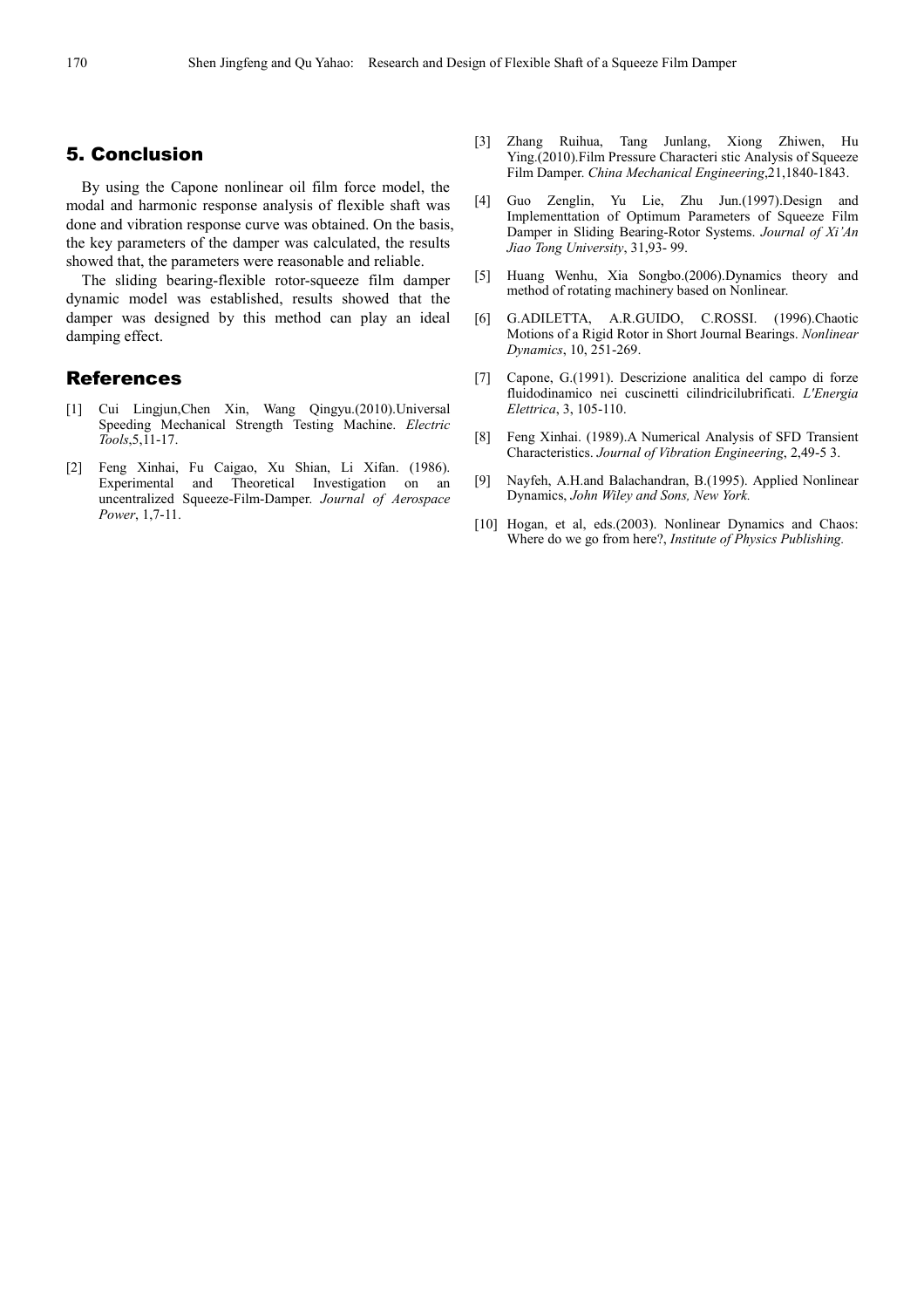## 5. Conclusion

By using the Capone nonlinear oil film force model, the modal and harmonic response analysis of flexible shaft was done and vibration response curve was obtained. On the basis, the key parameters of the damper was calculated, the results showed that, the parameters were reasonable and reliable.

The sliding bearing-flexible rotor-squeeze film damper dynamic model was established, results showed that the damper was designed by this method can play an ideal damping effect.

## References

[1] Cui Lingjun,Chen Xin, Wang Qingyu.(2010).Universal Speeding Mechanical Strength Testing Machine. *Electric Tools*,5,11-17.

[2] Feng Xinhai, Fu Caigao, Xu Shian, Li Xifan. (1986). Experimental and Theoretical Investigation on an uncentralized Squeeze-Film-Damper. *Journal of Aerospace Power*, 1,7-11.

[3] Zhang Ruihua, Tang Junlang, Xiong Zhiwen, Hu Ying.(2010).Film Pressure Characteri stic Analysis of Squeeze Film Damper. *China Mechanical Engineering*,21,1840-1843.

[4] Guo Zenglin, Yu Lie, Zhu Jun.(1997).Design and Implementtation of Optimum Parameters of Squeeze Film Damper in Sliding Bearing-Rotor Systems. *Journal of Xi'An Jiao Tong University*, 31,93- 99.

[5] Huang Wenhu, Xia Songbo.(2006).Dynamics theory and method of rotating machinery based on Nonlinear.

[6] G.ADILETTA, A.R.GUIDO, C.ROSSI. (1996).Chaotic Motions of a Rigid Rotor in Short Journal Bearings. *Nonlinear Dynamics*, 10, 251-269.

[7] Capone, G.(1991). Descrizione analitica del campo di forze fluidodinamico nei cuscinetti cilindricilubrificati. *L'Energia Elettrica*, 3, 105-110.

[8] Feng Xinhai. (1989).A Numerical Analysis of SFD Transient Characteristics. *Journal of Vibration Engineering*, 2,49-5 3.

[9] Nayfeh, A.H.and Balachandran, B.(1995). Applied Nonlinear Dynamics, *John Wiley and Sons, New York.*

[10] Hogan, et al, eds.(2003). Nonlinear Dynamics and Chaos: Where do we go from here?, *Institute of Physics Publishing.*